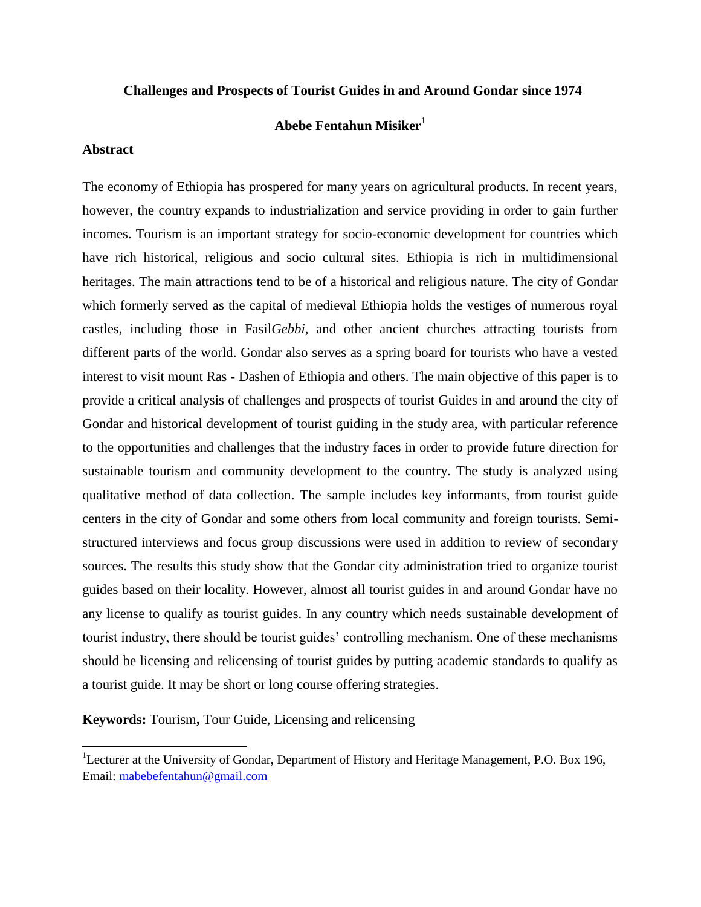# Challenges and Prospects of Tourist Guides in and Around Gondar since 1974

**Abebe Fentahun Misiker**[1]

## Abstract

The economy of Ethiopia has prospered for many years on agricultural products. In recent years, however, the country expands to industrialization and service providing in order to gain further incomes. Tourism is an important strategy for socio-economic development for countries which have rich historical, religious and socio cultural sites. Ethiopia is rich in multidimensional heritages. The main attractions tend to be of a historical and religious nature. The city of Gondar which formerly served as the capital of medieval Ethiopia holds the vestiges of numerous royal castles, including those in Fasil*Gebbi*, and other ancient churches attracting tourists from different parts of the world. Gondar also serves as a spring board for tourists who have a vested interest to visit mount Ras - Dashen of Ethiopia and others. The main objective of this paper is to provide a critical analysis of challenges and prospects of tourist Guides in and around the city of Gondar and historical development of tourist guiding in the study area, with particular reference to the opportunities and challenges that the industry faces in order to provide future direction for sustainable tourism and community development to the country. The study is analyzed using qualitative method of data collection. The sample includes key informants, from tourist guide centers in the city of Gondar and some others from local community and foreign tourists. Semi-structured interviews and focus group discussions were used in addition to review of secondary sources. The results this study show that the Gondar city administration tried to organize tourist guides based on their locality. However, almost all tourist guides in and around Gondar have no any license to qualify as tourist guides. In any country which needs sustainable development of tourist industry, there should be tourist guides' controlling mechanism. One of these mechanisms should be licensing and relicensing of tourist guides by putting academic standards to qualify as a tourist guide. It may be short or long course offering strategies.

**Keywords:** Tourism**,** Tour Guide, Licensing and relicensing

[1]Lecturer at the University of Gondar, Department of History and Heritage Management, P.O. Box 196, Email: mabebefentahun@gmail.com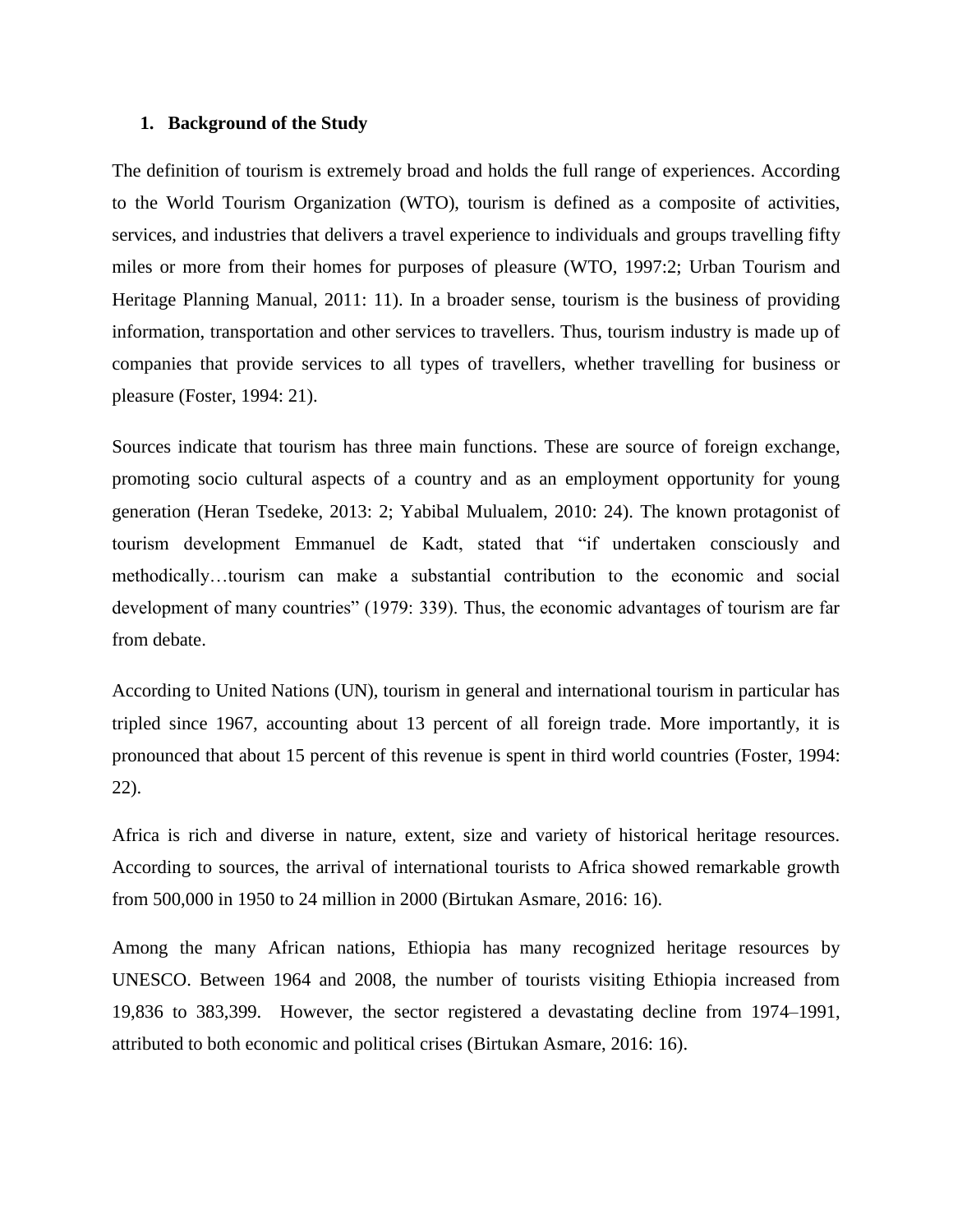## 1. Background of the Study

The definition of tourism is extremely broad and holds the full range of experiences. According to the World Tourism Organization (WTO), tourism is defined as a composite of activities, services, and industries that delivers a travel experience to individuals and groups travelling fifty miles or more from their homes for purposes of pleasure (WTO, 1997:2; Urban Tourism and Heritage Planning Manual, 2011: 11). In a broader sense, tourism is the business of providing information, transportation and other services to travellers. Thus, tourism industry is made up of companies that provide services to all types of travellers, whether travelling for business or pleasure (Foster, 1994: 21).

Sources indicate that tourism has three main functions. These are source of foreign exchange, promoting socio cultural aspects of a country and as an employment opportunity for young generation (Heran Tsedeke, 2013: 2; Yabibal Mulualem, 2010: 24). The known protagonist of tourism development Emmanuel de Kadt, stated that "if undertaken consciously and methodically…tourism can make a substantial contribution to the economic and social development of many countries" (1979: 339). Thus, the economic advantages of tourism are far from debate.

According to United Nations (UN), tourism in general and international tourism in particular has tripled since 1967, accounting about 13 percent of all foreign trade. More importantly, it is pronounced that about 15 percent of this revenue is spent in third world countries (Foster, 1994: 22).

Africa is rich and diverse in nature, extent, size and variety of historical heritage resources. According to sources, the arrival of international tourists to Africa showed remarkable growth from 500,000 in 1950 to 24 million in 2000 (Birtukan Asmare, 2016: 16).

Among the many African nations, Ethiopia has many recognized heritage resources by UNESCO. Between 1964 and 2008, the number of tourists visiting Ethiopia increased from 19,836 to 383,399. However, the sector registered a devastating decline from 1974–1991, attributed to both economic and political crises (Birtukan Asmare, 2016: 16).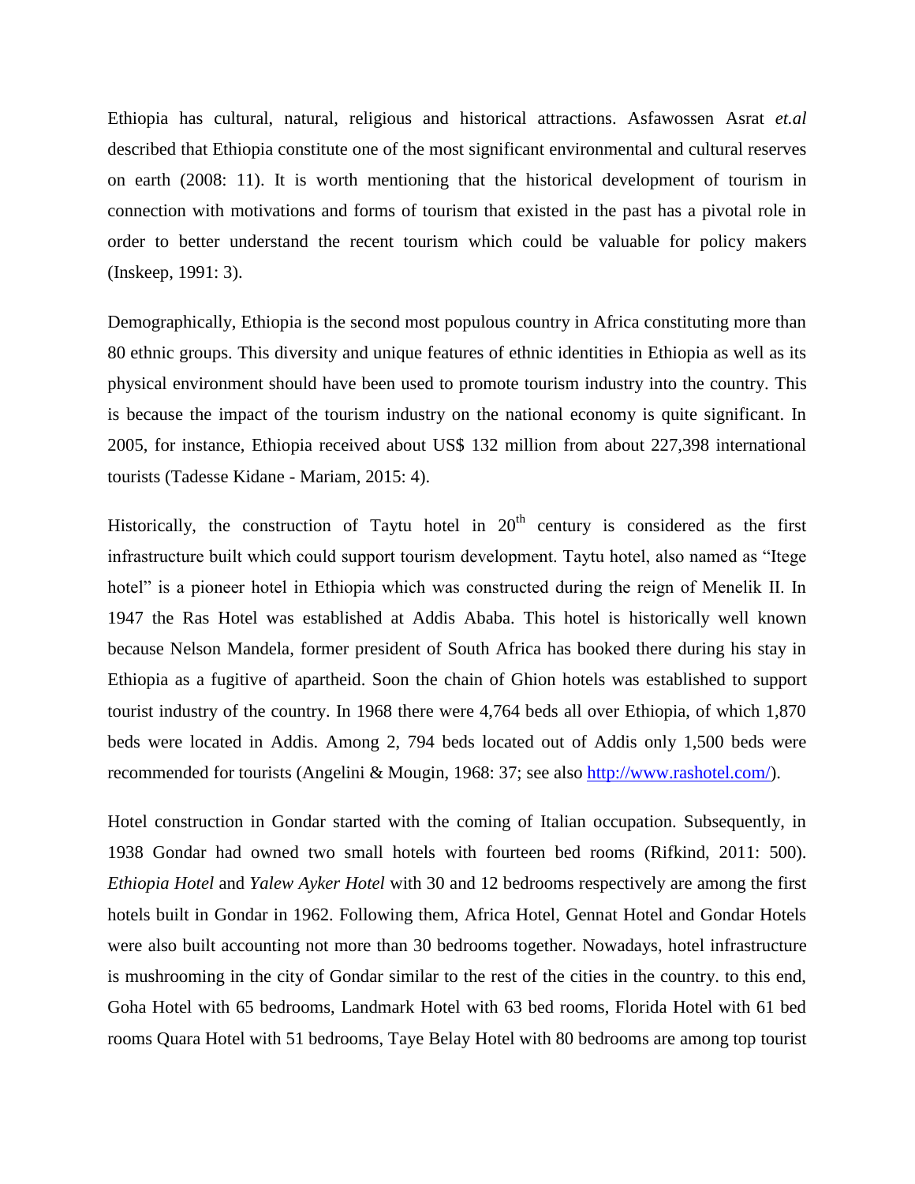Ethiopia has cultural, natural, religious and historical attractions. Asfawossen Asrat *et.al* described that Ethiopia constitute one of the most significant environmental and cultural reserves on earth (2008: 11). It is worth mentioning that the historical development of tourism in connection with motivations and forms of tourism that existed in the past has a pivotal role in order to better understand the recent tourism which could be valuable for policy makers (Inskeep, 1991: 3).

Demographically, Ethiopia is the second most populous country in Africa constituting more than 80 ethnic groups. This diversity and unique features of ethnic identities in Ethiopia as well as its physical environment should have been used to promote tourism industry into the country. This is because the impact of the tourism industry on the national economy is quite significant. In 2005, for instance, Ethiopia received about US$ 132 million from about 227,398 international tourists (Tadesse Kidane - Mariam, 2015: 4).

Historically, the construction of Taytu hotel in 20th century is considered as the first infrastructure built which could support tourism development. Taytu hotel, also named as "Itege hotel" is a pioneer hotel in Ethiopia which was constructed during the reign of Menelik II. In 1947 the Ras Hotel was established at Addis Ababa. This hotel is historically well known because Nelson Mandela, former president of South Africa has booked there during his stay in Ethiopia as a fugitive of apartheid. Soon the chain of Ghion hotels was established to support tourist industry of the country. In 1968 there were 4,764 beds all over Ethiopia, of which 1,870 beds were located in Addis. Among 2, 794 beds located out of Addis only 1,500 beds were recommended for tourists (Angelini & Mougin, 1968: 37; see also [http://www.rashotel.com/](http://www.rashotel.com/)).

Hotel construction in Gondar started with the coming of Italian occupation. Subsequently, in 1938 Gondar had owned two small hotels with fourteen bed rooms (Rifkind, 2011: 500). *Ethiopia Hotel* and *Yalew Ayker Hotel* with 30 and 12 bedrooms respectively are among the first hotels built in Gondar in 1962. Following them, Africa Hotel, Gennat Hotel and Gondar Hotels were also built accounting not more than 30 bedrooms together. Nowadays, hotel infrastructure is mushrooming in the city of Gondar similar to the rest of the cities in the country. to this end, Goha Hotel with 65 bedrooms, Landmark Hotel with 63 bed rooms, Florida Hotel with 61 bed rooms Quara Hotel with 51 bedrooms, Taye Belay Hotel with 80 bedrooms are among top tourist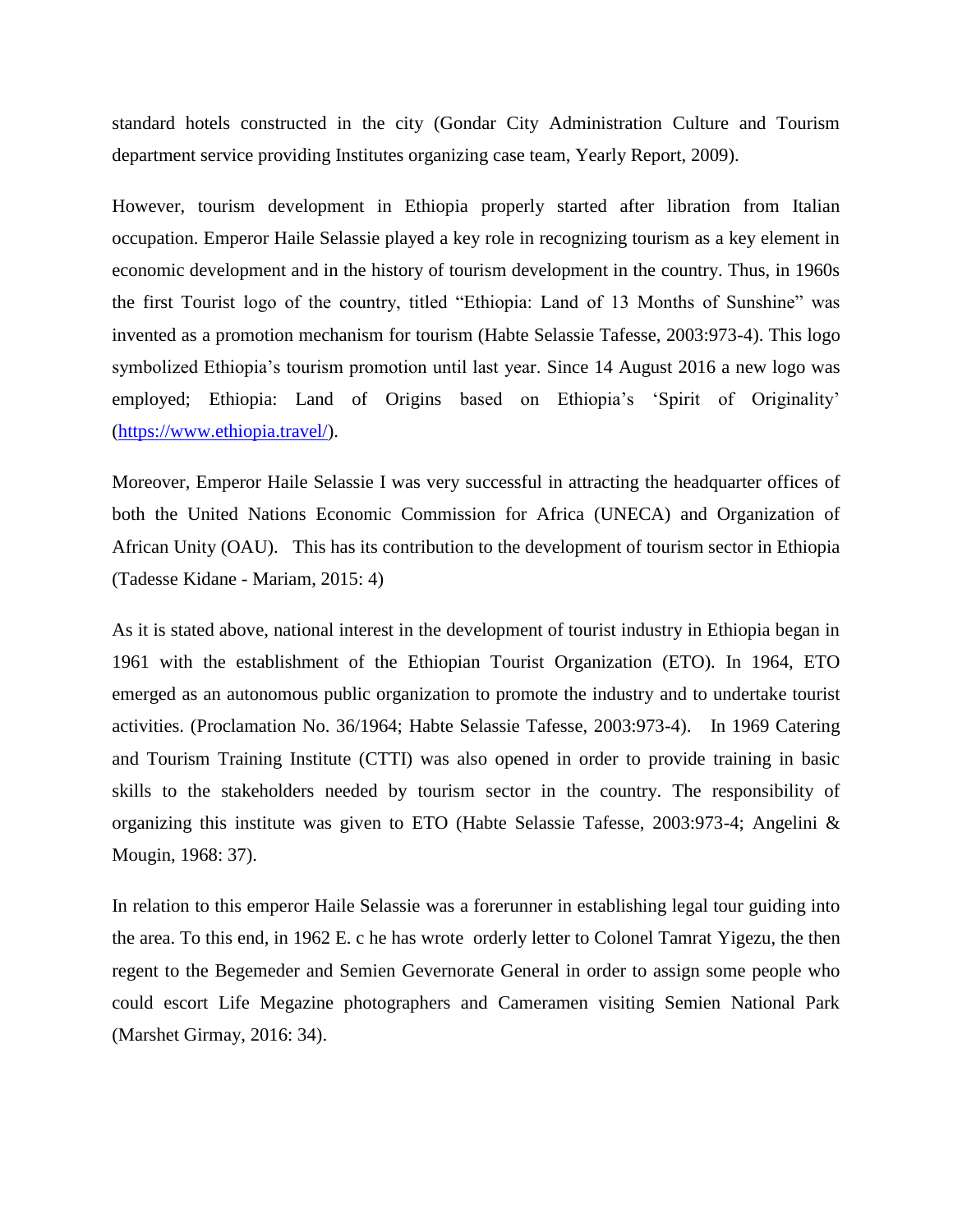standard hotels constructed in the city (Gondar City Administration Culture and Tourism department service providing Institutes organizing case team, Yearly Report, 2009).

However, tourism development in Ethiopia properly started after libration from Italian occupation. Emperor Haile Selassie played a key role in recognizing tourism as a key element in economic development and in the history of tourism development in the country. Thus, in 1960s the first Tourist logo of the country, titled "Ethiopia: Land of 13 Months of Sunshine" was invented as a promotion mechanism for tourism (Habte Selassie Tafesse, 2003:973-4). This logo symbolized Ethiopia's tourism promotion until last year. Since 14 August 2016 a new logo was employed; Ethiopia: Land of Origins based on Ethiopia's 'Spirit of Originality' (https://www.ethiopia.travel/).

Moreover, Emperor Haile Selassie I was very successful in attracting the headquarter offices of both the United Nations Economic Commission for Africa (UNECA) and Organization of African Unity (OAU). This has its contribution to the development of tourism sector in Ethiopia (Tadesse Kidane - Mariam, 2015: 4)

As it is stated above, national interest in the development of tourist industry in Ethiopia began in 1961 with the establishment of the Ethiopian Tourist Organization (ETO). In 1964, ETO emerged as an autonomous public organization to promote the industry and to undertake tourist activities. (Proclamation No. 36/1964; Habte Selassie Tafesse, 2003:973-4). In 1969 Catering and Tourism Training Institute (CTTI) was also opened in order to provide training in basic skills to the stakeholders needed by tourism sector in the country. The responsibility of organizing this institute was given to ETO (Habte Selassie Tafesse, 2003:973-4; Angelini & Mougin, 1968: 37).

In relation to this emperor Haile Selassie was a forerunner in establishing legal tour guiding into the area. To this end, in 1962 E. c he has wrote orderly letter to Colonel Tamrat Yigezu, the then regent to the Begemeder and Semien Gevernorate General in order to assign some people who could escort Life Megazine photographers and Cameramen visiting Semien National Park (Marshet Girmay, 2016: 34).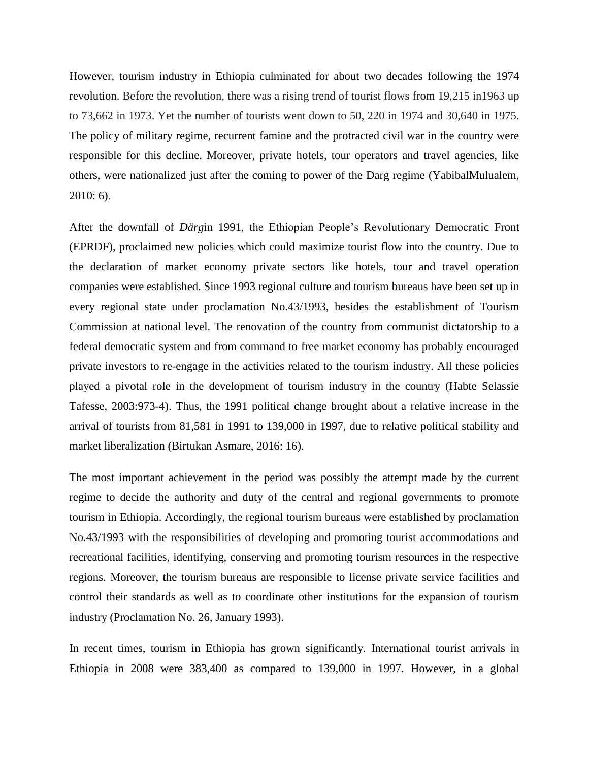However, tourism industry in Ethiopia culminated for about two decades following the 1974 revolution. Before the revolution, there was a rising trend of tourist flows from 19,215 in1963 up to 73,662 in 1973. Yet the number of tourists went down to 50, 220 in 1974 and 30,640 in 1975. The policy of military regime, recurrent famine and the protracted civil war in the country were responsible for this decline. Moreover, private hotels, tour operators and travel agencies, like others, were nationalized just after the coming to power of the Darg regime (YabibalMulualem, 2010: 6).

After the downfall of *Därg*in 1991, the Ethiopian People's Revolutionary Democratic Front (EPRDF), proclaimed new policies which could maximize tourist flow into the country. Due to the declaration of market economy private sectors like hotels, tour and travel operation companies were established. Since 1993 regional culture and tourism bureaus have been set up in every regional state under proclamation No.43/1993, besides the establishment of Tourism Commission at national level. The renovation of the country from communist dictatorship to a federal democratic system and from command to free market economy has probably encouraged private investors to re-engage in the activities related to the tourism industry. All these policies played a pivotal role in the development of tourism industry in the country (Habte Selassie Tafesse, 2003:973-4). Thus, the 1991 political change brought about a relative increase in the arrival of tourists from 81,581 in 1991 to 139,000 in 1997, due to relative political stability and market liberalization (Birtukan Asmare, 2016: 16).

The most important achievement in the period was possibly the attempt made by the current regime to decide the authority and duty of the central and regional governments to promote tourism in Ethiopia. Accordingly, the regional tourism bureaus were established by proclamation No.43/1993 with the responsibilities of developing and promoting tourist accommodations and recreational facilities, identifying, conserving and promoting tourism resources in the respective regions. Moreover, the tourism bureaus are responsible to license private service facilities and control their standards as well as to coordinate other institutions for the expansion of tourism industry (Proclamation No. 26, January 1993).

In recent times, tourism in Ethiopia has grown significantly. International tourist arrivals in Ethiopia in 2008 were 383,400 as compared to 139,000 in 1997. However, in a global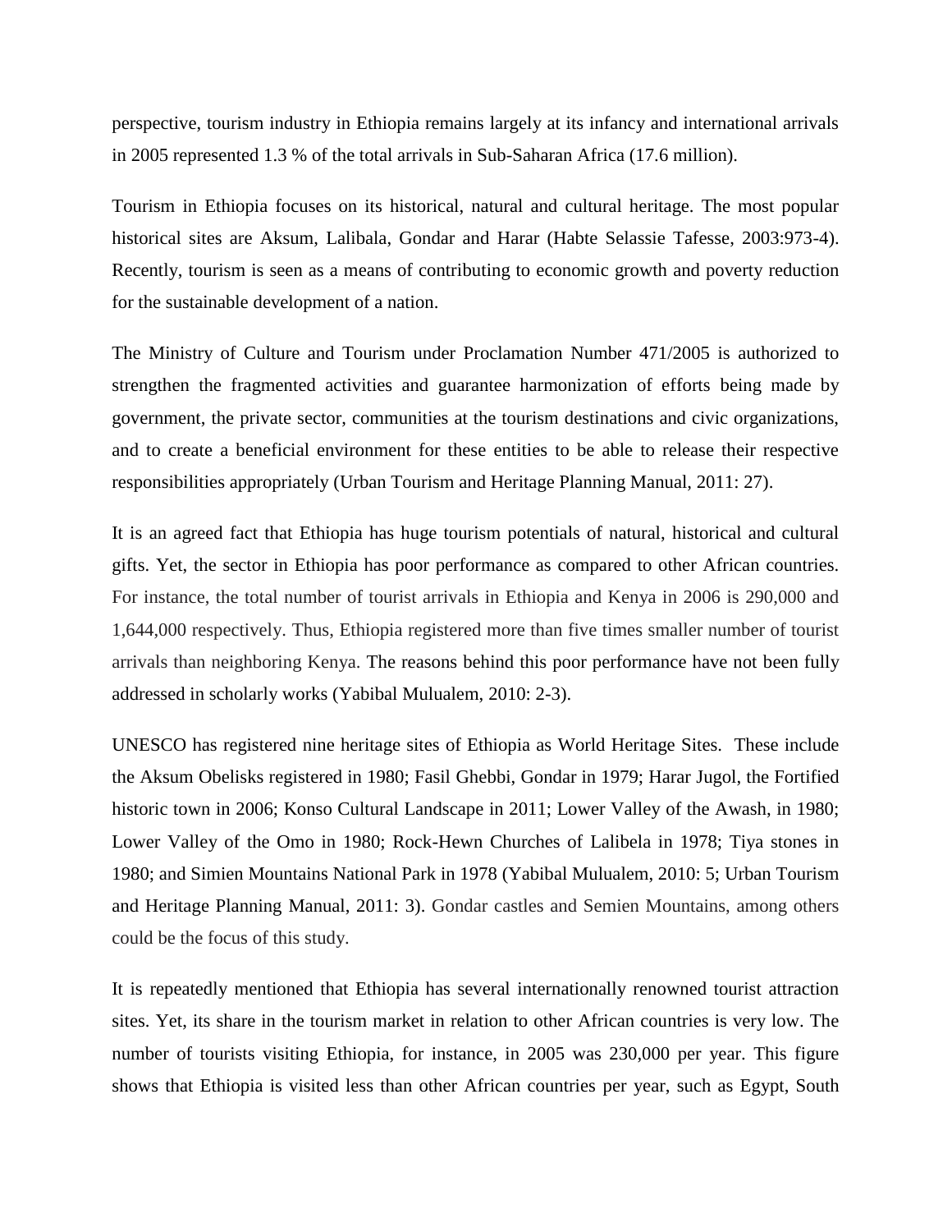perspective, tourism industry in Ethiopia remains largely at its infancy and international arrivals in 2005 represented 1.3 % of the total arrivals in Sub-Saharan Africa (17.6 million).

Tourism in Ethiopia focuses on its historical, natural and cultural heritage. The most popular historical sites are Aksum, Lalibala, Gondar and Harar (Habte Selassie Tafesse, 2003:973-4). Recently, tourism is seen as a means of contributing to economic growth and poverty reduction for the sustainable development of a nation.

The Ministry of Culture and Tourism under Proclamation Number 471/2005 is authorized to strengthen the fragmented activities and guarantee harmonization of efforts being made by government, the private sector, communities at the tourism destinations and civic organizations, and to create a beneficial environment for these entities to be able to release their respective responsibilities appropriately (Urban Tourism and Heritage Planning Manual, 2011: 27).

It is an agreed fact that Ethiopia has huge tourism potentials of natural, historical and cultural gifts. Yet, the sector in Ethiopia has poor performance as compared to other African countries. For instance, the total number of tourist arrivals in Ethiopia and Kenya in 2006 is 290,000 and 1,644,000 respectively. Thus, Ethiopia registered more than five times smaller number of tourist arrivals than neighboring Kenya. The reasons behind this poor performance have not been fully addressed in scholarly works (Yabibal Mulualem, 2010: 2-3).

UNESCO has registered nine heritage sites of Ethiopia as World Heritage Sites. These include the Aksum Obelisks registered in 1980; Fasil Ghebbi, Gondar in 1979; Harar Jugol, the Fortified historic town in 2006; Konso Cultural Landscape in 2011; Lower Valley of the Awash, in 1980; Lower Valley of the Omo in 1980; Rock-Hewn Churches of Lalibela in 1978; Tiya stones in 1980; and Simien Mountains National Park in 1978 (Yabibal Mulualem, 2010: 5; Urban Tourism and Heritage Planning Manual, 2011: 3). Gondar castles and Semien Mountains, among others could be the focus of this study.

It is repeatedly mentioned that Ethiopia has several internationally renowned tourist attraction sites. Yet, its share in the tourism market in relation to other African countries is very low. The number of tourists visiting Ethiopia, for instance, in 2005 was 230,000 per year. This figure shows that Ethiopia is visited less than other African countries per year, such as Egypt, South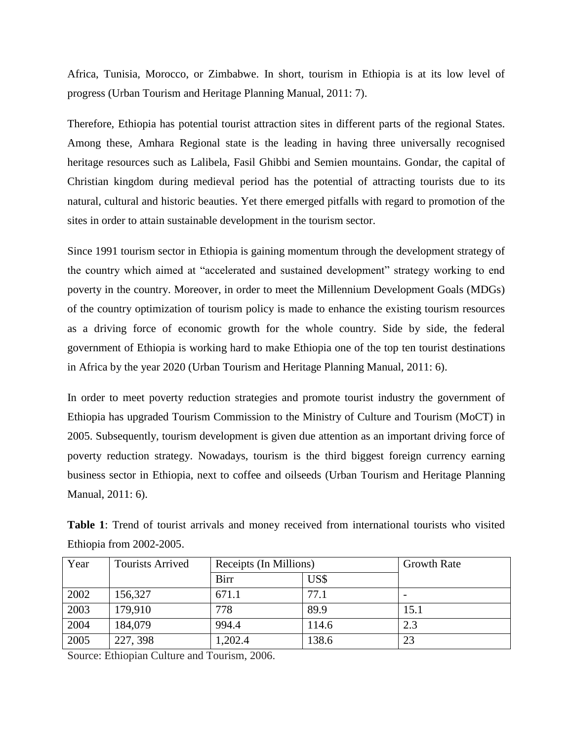Africa, Tunisia, Morocco, or Zimbabwe. In short, tourism in Ethiopia is at its low level of progress (Urban Tourism and Heritage Planning Manual, 2011: 7).

Therefore, Ethiopia has potential tourist attraction sites in different parts of the regional States. Among these, Amhara Regional state is the leading in having three universally recognised heritage resources such as Lalibela, Fasil Ghibbi and Semien mountains. Gondar, the capital of Christian kingdom during medieval period has the potential of attracting tourists due to its natural, cultural and historic beauties. Yet there emerged pitfalls with regard to promotion of the sites in order to attain sustainable development in the tourism sector.

Since 1991 tourism sector in Ethiopia is gaining momentum through the development strategy of the country which aimed at "accelerated and sustained development" strategy working to end poverty in the country. Moreover, in order to meet the Millennium Development Goals (MDGs) of the country optimization of tourism policy is made to enhance the existing tourism resources as a driving force of economic growth for the whole country. Side by side, the federal government of Ethiopia is working hard to make Ethiopia one of the top ten tourist destinations in Africa by the year 2020 (Urban Tourism and Heritage Planning Manual, 2011: 6).

In order to meet poverty reduction strategies and promote tourist industry the government of Ethiopia has upgraded Tourism Commission to the Ministry of Culture and Tourism (MoCT) in 2005. Subsequently, tourism development is given due attention as an important driving force of poverty reduction strategy. Nowadays, tourism is the third biggest foreign currency earning business sector in Ethiopia, next to coffee and oilseeds (Urban Tourism and Heritage Planning Manual, 2011: 6).

**Table 1**: Trend of tourist arrivals and money received from international tourists who visited Ethiopia from 2002-2005.

| Year | Tourists Arrived | Receipts (In Millions) | | Growth Rate |
|---|---|---|---|---|
| | | Birr | US$ | |
| 2002 | 156,327 | 671.1 | 77.1 | - |
| 2003 | 179,910 | 778 | 89.9 | 15.1 |
| 2004 | 184,079 | 994.4 | 114.6 | 2.3 |
| 2005 | 227, 398 | 1,202.4 | 138.6 | 23 |

Source: Ethiopian Culture and Tourism, 2006.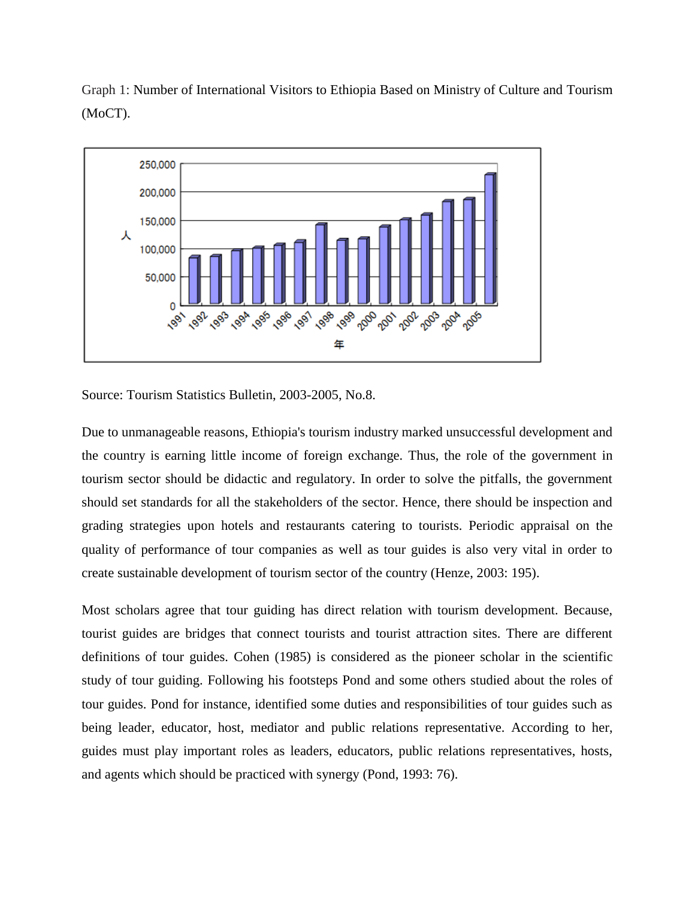Graph 1: Number of International Visitors to Ethiopia Based on Ministry of Culture and Tourism (MoCT).

Source: Tourism Statistics Bulletin, 2003-2005, No.8.

Due to unmanageable reasons, Ethiopia's tourism industry marked unsuccessful development and the country is earning little income of foreign exchange. Thus, the role of the government in tourism sector should be didactic and regulatory. In order to solve the pitfalls, the government should set standards for all the stakeholders of the sector. Hence, there should be inspection and grading strategies upon hotels and restaurants catering to tourists. Periodic appraisal on the quality of performance of tour companies as well as tour guides is also very vital in order to create sustainable development of tourism sector of the country (Henze, 2003: 195).

Most scholars agree that tour guiding has direct relation with tourism development. Because, tourist guides are bridges that connect tourists and tourist attraction sites. There are different definitions of tour guides. Cohen (1985) is considered as the pioneer scholar in the scientific study of tour guiding. Following his footsteps Pond and some others studied about the roles of tour guides. Pond for instance, identified some duties and responsibilities of tour guides such as being leader, educator, host, mediator and public relations representative. According to her, guides must play important roles as leaders, educators, public relations representatives, hosts, and agents which should be practiced with synergy (Pond, 1993: 76).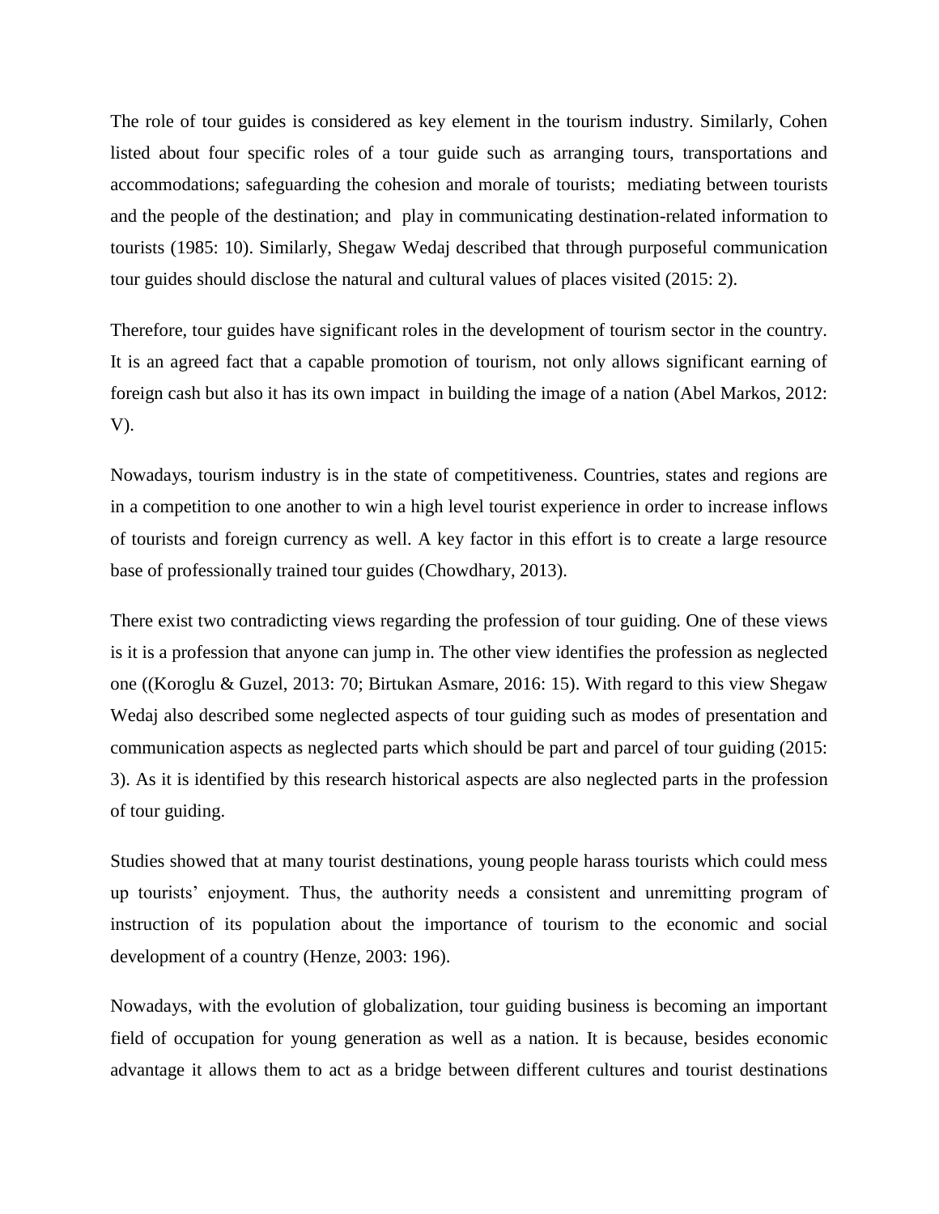The role of tour guides is considered as key element in the tourism industry. Similarly, Cohen listed about four specific roles of a tour guide such as arranging tours, transportations and accommodations; safeguarding the cohesion and morale of tourists; mediating between tourists and the people of the destination; and play in communicating destination-related information to tourists (1985: 10). Similarly, Shegaw Wedaj described that through purposeful communication tour guides should disclose the natural and cultural values of places visited (2015: 2).

Therefore, tour guides have significant roles in the development of tourism sector in the country. It is an agreed fact that a capable promotion of tourism, not only allows significant earning of foreign cash but also it has its own impact in building the image of a nation (Abel Markos, 2012: V).

Nowadays, tourism industry is in the state of competitiveness. Countries, states and regions are in a competition to one another to win a high level tourist experience in order to increase inflows of tourists and foreign currency as well. A key factor in this effort is to create a large resource base of professionally trained tour guides (Chowdhary, 2013).

There exist two contradicting views regarding the profession of tour guiding. One of these views is it is a profession that anyone can jump in. The other view identifies the profession as neglected one ((Koroglu & Guzel, 2013: 70; Birtukan Asmare, 2016: 15). With regard to this view Shegaw Wedaj also described some neglected aspects of tour guiding such as modes of presentation and communication aspects as neglected parts which should be part and parcel of tour guiding (2015: 3). As it is identified by this research historical aspects are also neglected parts in the profession of tour guiding.

Studies showed that at many tourist destinations, young people harass tourists which could mess up tourists' enjoyment. Thus, the authority needs a consistent and unremitting program of instruction of its population about the importance of tourism to the economic and social development of a country (Henze, 2003: 196).

Nowadays, with the evolution of globalization, tour guiding business is becoming an important field of occupation for young generation as well as a nation. It is because, besides economic advantage it allows them to act as a bridge between different cultures and tourist destinations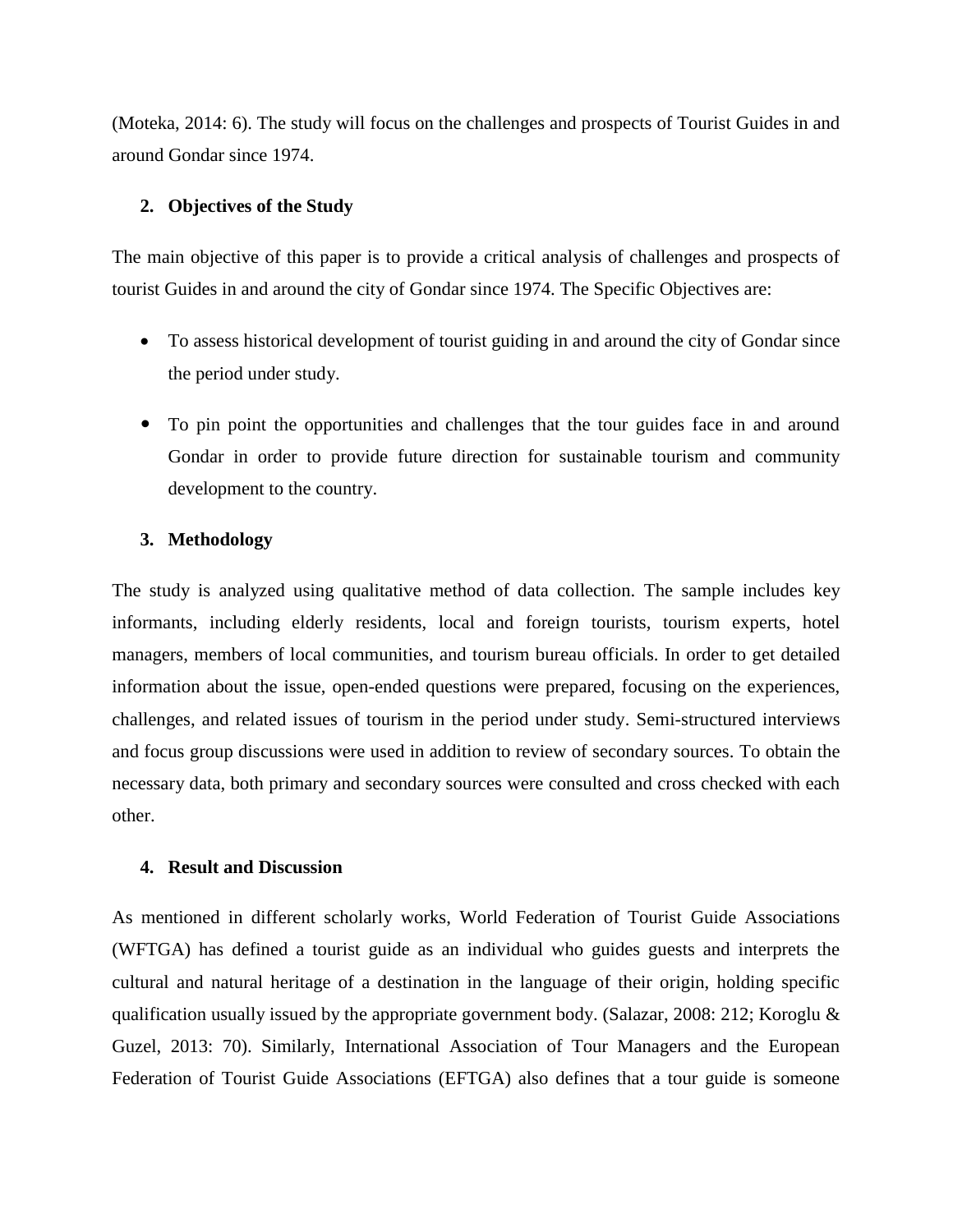(Moteka, 2014: 6). The study will focus on the challenges and prospects of Tourist Guides in and around Gondar since 1974.

## 2. Objectives of the Study

The main objective of this paper is to provide a critical analysis of challenges and prospects of tourist Guides in and around the city of Gondar since 1974. The Specific Objectives are:

- To assess historical development of tourist guiding in and around the city of Gondar since the period under study.
- To pin point the opportunities and challenges that the tour guides face in and around Gondar in order to provide future direction for sustainable tourism and community development to the country.

## 3. Methodology

The study is analyzed using qualitative method of data collection. The sample includes key informants, including elderly residents, local and foreign tourists, tourism experts, hotel managers, members of local communities, and tourism bureau officials. In order to get detailed information about the issue, open-ended questions were prepared, focusing on the experiences, challenges, and related issues of tourism in the period under study. Semi-structured interviews and focus group discussions were used in addition to review of secondary sources. To obtain the necessary data, both primary and secondary sources were consulted and cross checked with each other.

## 4. Result and Discussion

As mentioned in different scholarly works, World Federation of Tourist Guide Associations (WFTGA) has defined a tourist guide as an individual who guides guests and interprets the cultural and natural heritage of a destination in the language of their origin, holding specific qualification usually issued by the appropriate government body. (Salazar, 2008: 212; Koroglu & Guzel, 2013: 70). Similarly, International Association of Tour Managers and the European Federation of Tourist Guide Associations (EFTGA) also defines that a tour guide is someone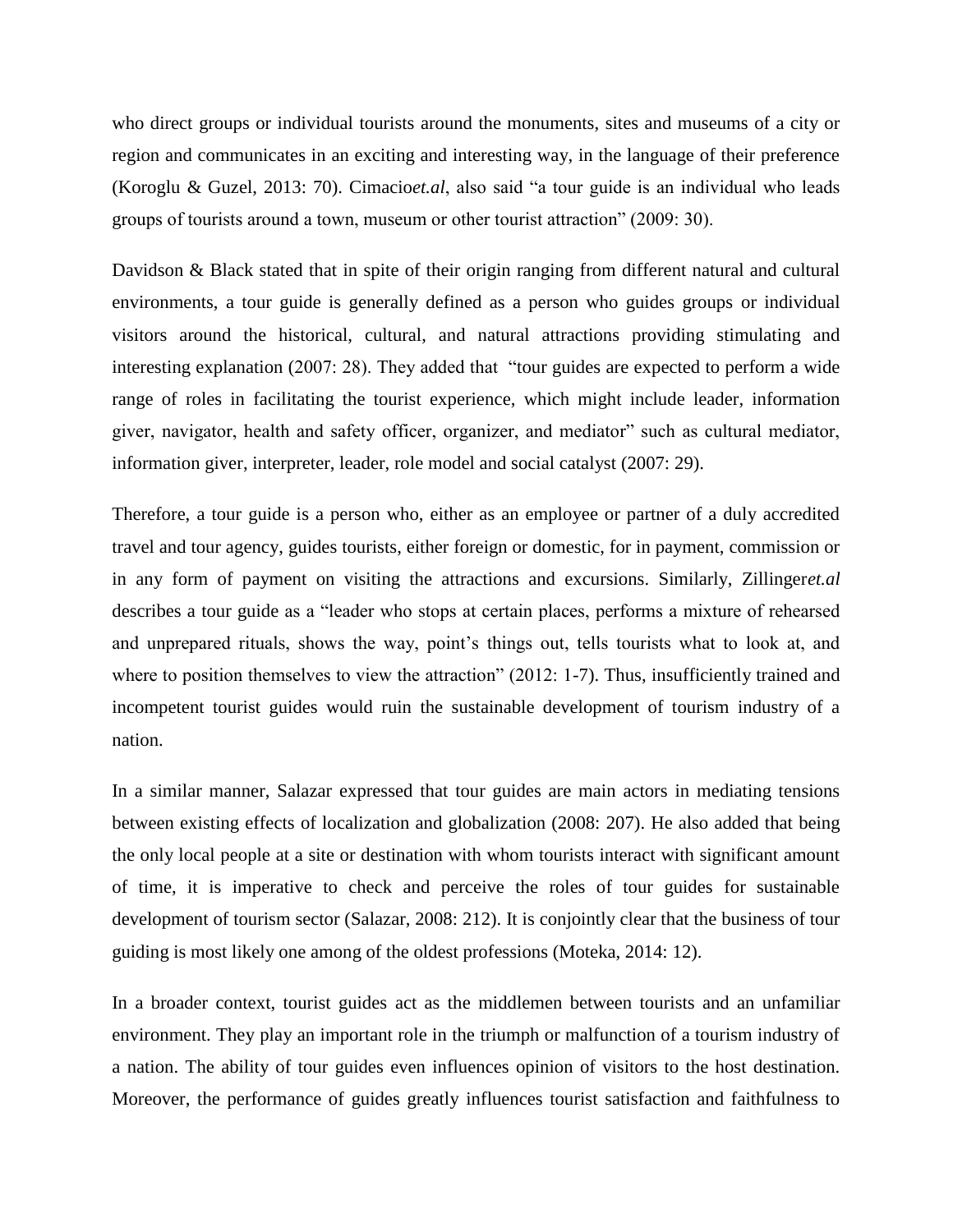who direct groups or individual tourists around the monuments, sites and museums of a city or region and communicates in an exciting and interesting way, in the language of their preference (Koroglu & Guzel, 2013: 70). Cimacio*et.al*, also said "a tour guide is an individual who leads groups of tourists around a town, museum or other tourist attraction" (2009: 30).

Davidson & Black stated that in spite of their origin ranging from different natural and cultural environments, a tour guide is generally defined as a person who guides groups or individual visitors around the historical, cultural, and natural attractions providing stimulating and interesting explanation (2007: 28). They added that "tour guides are expected to perform a wide range of roles in facilitating the tourist experience, which might include leader, information giver, navigator, health and safety officer, organizer, and mediator" such as cultural mediator, information giver, interpreter, leader, role model and social catalyst (2007: 29).

Therefore, a tour guide is a person who, either as an employee or partner of a duly accredited travel and tour agency, guides tourists, either foreign or domestic, for in payment, commission or in any form of payment on visiting the attractions and excursions. Similarly, Zillinger*et.al* describes a tour guide as a "leader who stops at certain places, performs a mixture of rehearsed and unprepared rituals, shows the way, point's things out, tells tourists what to look at, and where to position themselves to view the attraction" (2012: 1-7). Thus, insufficiently trained and incompetent tourist guides would ruin the sustainable development of tourism industry of a nation.

In a similar manner, Salazar expressed that tour guides are main actors in mediating tensions between existing effects of localization and globalization (2008: 207). He also added that being the only local people at a site or destination with whom tourists interact with significant amount of time, it is imperative to check and perceive the roles of tour guides for sustainable development of tourism sector (Salazar, 2008: 212). It is conjointly clear that the business of tour guiding is most likely one among of the oldest professions (Moteka, 2014: 12).

In a broader context, tourist guides act as the middlemen between tourists and an unfamiliar environment. They play an important role in the triumph or malfunction of a tourism industry of a nation. The ability of tour guides even influences opinion of visitors to the host destination. Moreover, the performance of guides greatly influences tourist satisfaction and faithfulness to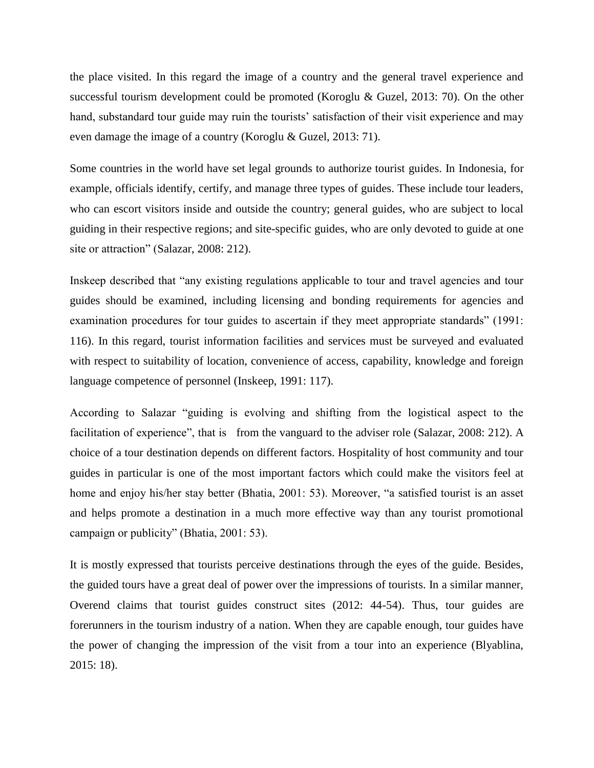the place visited. In this regard the image of a country and the general travel experience and successful tourism development could be promoted (Koroglu & Guzel, 2013: 70). On the other hand, substandard tour guide may ruin the tourists' satisfaction of their visit experience and may even damage the image of a country (Koroglu & Guzel, 2013: 71).

Some countries in the world have set legal grounds to authorize tourist guides. In Indonesia, for example, officials identify, certify, and manage three types of guides. These include tour leaders, who can escort visitors inside and outside the country; general guides, who are subject to local guiding in their respective regions; and site-specific guides, who are only devoted to guide at one site or attraction" (Salazar, 2008: 212).

Inskeep described that "any existing regulations applicable to tour and travel agencies and tour guides should be examined, including licensing and bonding requirements for agencies and examination procedures for tour guides to ascertain if they meet appropriate standards" (1991: 116). In this regard, tourist information facilities and services must be surveyed and evaluated with respect to suitability of location, convenience of access, capability, knowledge and foreign language competence of personnel (Inskeep, 1991: 117).

According to Salazar "guiding is evolving and shifting from the logistical aspect to the facilitation of experience", that is from the vanguard to the adviser role (Salazar, 2008: 212). A choice of a tour destination depends on different factors. Hospitality of host community and tour guides in particular is one of the most important factors which could make the visitors feel at home and enjoy his/her stay better (Bhatia, 2001: 53). Moreover, "a satisfied tourist is an asset and helps promote a destination in a much more effective way than any tourist promotional campaign or publicity" (Bhatia, 2001: 53).

It is mostly expressed that tourists perceive destinations through the eyes of the guide. Besides, the guided tours have a great deal of power over the impressions of tourists. In a similar manner, Overend claims that tourist guides construct sites (2012: 44-54). Thus, tour guides are forerunners in the tourism industry of a nation. When they are capable enough, tour guides have the power of changing the impression of the visit from a tour into an experience (Blyablina, 2015: 18).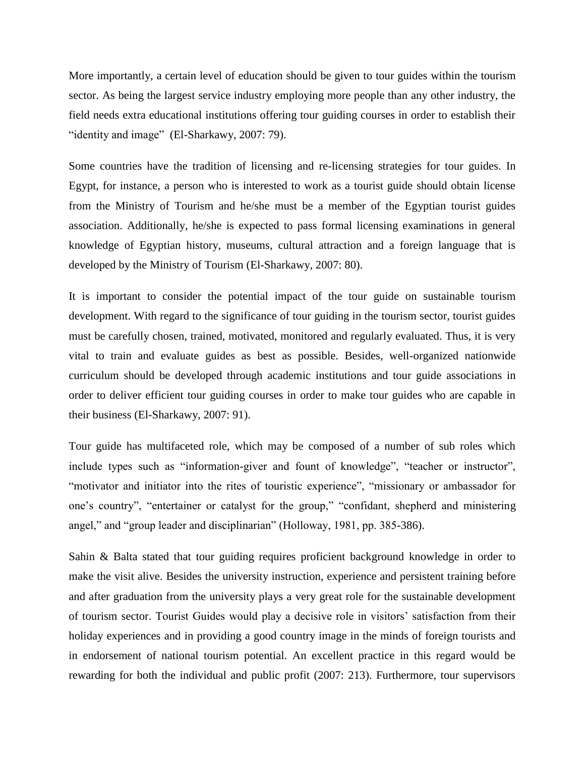More importantly, a certain level of education should be given to tour guides within the tourism sector. As being the largest service industry employing more people than any other industry, the field needs extra educational institutions offering tour guiding courses in order to establish their "identity and image" (El-Sharkawy, 2007: 79).

Some countries have the tradition of licensing and re-licensing strategies for tour guides. In Egypt, for instance, a person who is interested to work as a tourist guide should obtain license from the Ministry of Tourism and he/she must be a member of the Egyptian tourist guides association. Additionally, he/she is expected to pass formal licensing examinations in general knowledge of Egyptian history, museums, cultural attraction and a foreign language that is developed by the Ministry of Tourism (El-Sharkawy, 2007: 80).

It is important to consider the potential impact of the tour guide on sustainable tourism development. With regard to the significance of tour guiding in the tourism sector, tourist guides must be carefully chosen, trained, motivated, monitored and regularly evaluated. Thus, it is very vital to train and evaluate guides as best as possible. Besides, well-organized nationwide curriculum should be developed through academic institutions and tour guide associations in order to deliver efficient tour guiding courses in order to make tour guides who are capable in their business (El-Sharkawy, 2007: 91).

Tour guide has multifaceted role, which may be composed of a number of sub roles which include types such as "information-giver and fount of knowledge", "teacher or instructor", "motivator and initiator into the rites of touristic experience", "missionary or ambassador for one's country", "entertainer or catalyst for the group," "confidant, shepherd and ministering angel," and "group leader and disciplinarian" (Holloway, 1981, pp. 385-386).

Sahin & Balta stated that tour guiding requires proficient background knowledge in order to make the visit alive. Besides the university instruction, experience and persistent training before and after graduation from the university plays a very great role for the sustainable development of tourism sector. Tourist Guides would play a decisive role in visitors' satisfaction from their holiday experiences and in providing a good country image in the minds of foreign tourists and in endorsement of national tourism potential. An excellent practice in this regard would be rewarding for both the individual and public profit (2007: 213). Furthermore, tour supervisors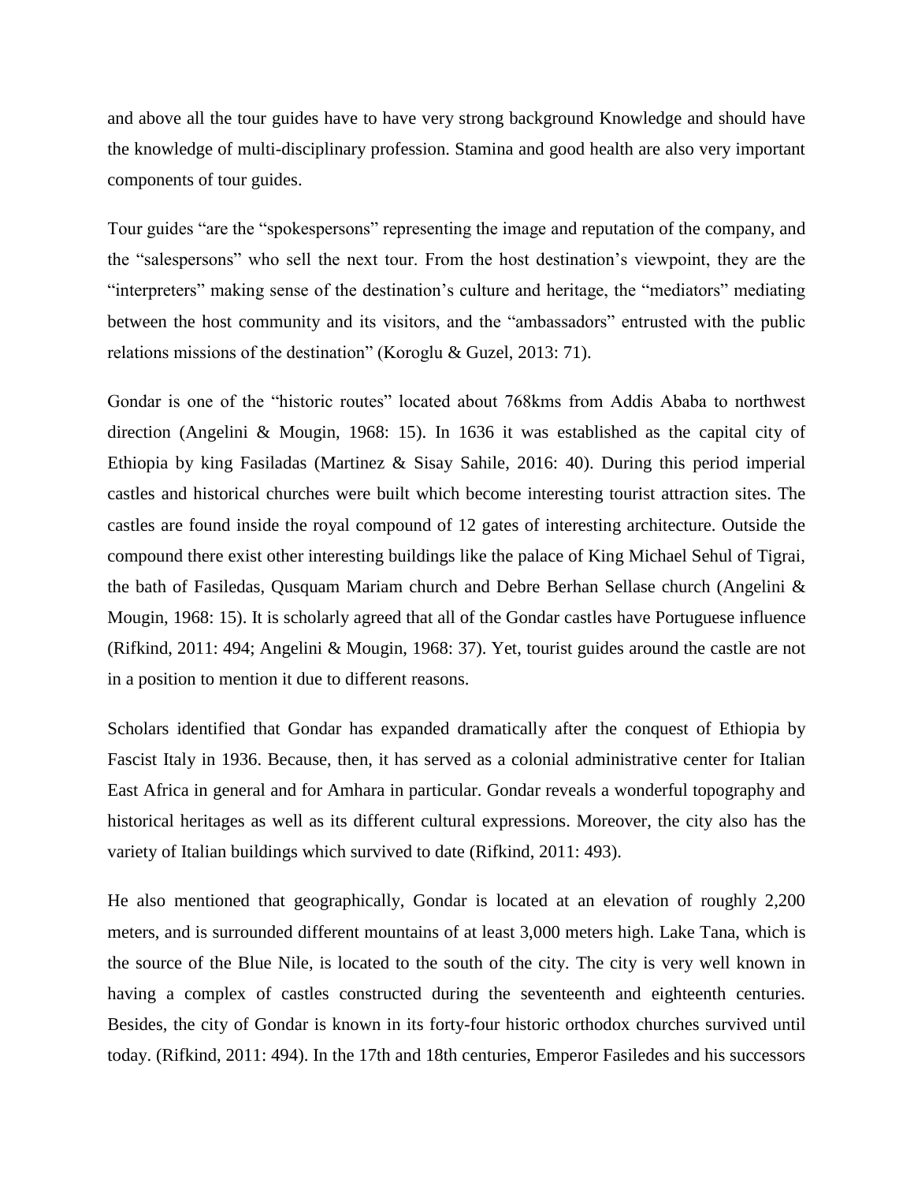and above all the tour guides have to have very strong background Knowledge and should have the knowledge of multi-disciplinary profession. Stamina and good health are also very important components of tour guides.

Tour guides "are the "spokespersons" representing the image and reputation of the company, and the "salespersons" who sell the next tour. From the host destination's viewpoint, they are the "interpreters" making sense of the destination's culture and heritage, the "mediators" mediating between the host community and its visitors, and the "ambassadors" entrusted with the public relations missions of the destination" (Koroglu & Guzel, 2013: 71).

Gondar is one of the "historic routes" located about 768kms from Addis Ababa to northwest direction (Angelini & Mougin, 1968: 15). In 1636 it was established as the capital city of Ethiopia by king Fasiladas (Martinez & Sisay Sahile, 2016: 40). During this period imperial castles and historical churches were built which become interesting tourist attraction sites. The castles are found inside the royal compound of 12 gates of interesting architecture. Outside the compound there exist other interesting buildings like the palace of King Michael Sehul of Tigrai, the bath of Fasiledas, Qusquam Mariam church and Debre Berhan Sellase church (Angelini & Mougin, 1968: 15). It is scholarly agreed that all of the Gondar castles have Portuguese influence (Rifkind, 2011: 494; Angelini & Mougin, 1968: 37). Yet, tourist guides around the castle are not in a position to mention it due to different reasons.

Scholars identified that Gondar has expanded dramatically after the conquest of Ethiopia by Fascist Italy in 1936. Because, then, it has served as a colonial administrative center for Italian East Africa in general and for Amhara in particular. Gondar reveals a wonderful topography and historical heritages as well as its different cultural expressions. Moreover, the city also has the variety of Italian buildings which survived to date (Rifkind, 2011: 493).

He also mentioned that geographically, Gondar is located at an elevation of roughly 2,200 meters, and is surrounded different mountains of at least 3,000 meters high. Lake Tana, which is the source of the Blue Nile, is located to the south of the city. The city is very well known in having a complex of castles constructed during the seventeenth and eighteenth centuries. Besides, the city of Gondar is known in its forty-four historic orthodox churches survived until today. (Rifkind, 2011: 494). In the 17th and 18th centuries, Emperor Fasiledes and his successors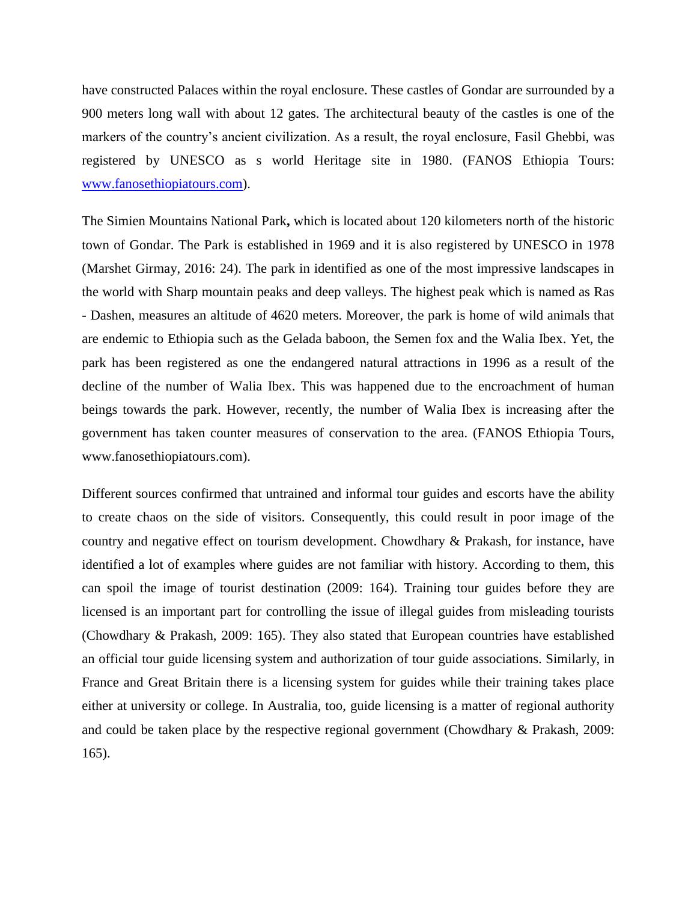have constructed Palaces within the royal enclosure. These castles of Gondar are surrounded by a 900 meters long wall with about 12 gates. The architectural beauty of the castles is one of the markers of the country's ancient civilization. As a result, the royal enclosure, Fasil Ghebbi, was registered by UNESCO as s world Heritage site in 1980. (FANOS Ethiopia Tours: [www.fanosethiopiatours.com](http://www.fanosethiopiatours.com)).

The Simien Mountains National Park**,** which is located about 120 kilometers north of the historic town of Gondar. The Park is established in 1969 and it is also registered by UNESCO in 1978 (Marshet Girmay, 2016: 24). The park in identified as one of the most impressive landscapes in the world with Sharp mountain peaks and deep valleys. The highest peak which is named as Ras - Dashen, measures an altitude of 4620 meters. Moreover, the park is home of wild animals that are endemic to Ethiopia such as the Gelada baboon, the Semen fox and the Walia Ibex. Yet, the park has been registered as one the endangered natural attractions in 1996 as a result of the decline of the number of Walia Ibex. This was happened due to the encroachment of human beings towards the park. However, recently, the number of Walia Ibex is increasing after the government has taken counter measures of conservation to the area. (FANOS Ethiopia Tours, www.fanosethiopiatours.com).

Different sources confirmed that untrained and informal tour guides and escorts have the ability to create chaos on the side of visitors. Consequently, this could result in poor image of the country and negative effect on tourism development. Chowdhary & Prakash, for instance, have identified a lot of examples where guides are not familiar with history. According to them, this can spoil the image of tourist destination (2009: 164). Training tour guides before they are licensed is an important part for controlling the issue of illegal guides from misleading tourists (Chowdhary & Prakash, 2009: 165). They also stated that European countries have established an official tour guide licensing system and authorization of tour guide associations. Similarly, in France and Great Britain there is a licensing system for guides while their training takes place either at university or college. In Australia, too, guide licensing is a matter of regional authority and could be taken place by the respective regional government (Chowdhary & Prakash, 2009: 165).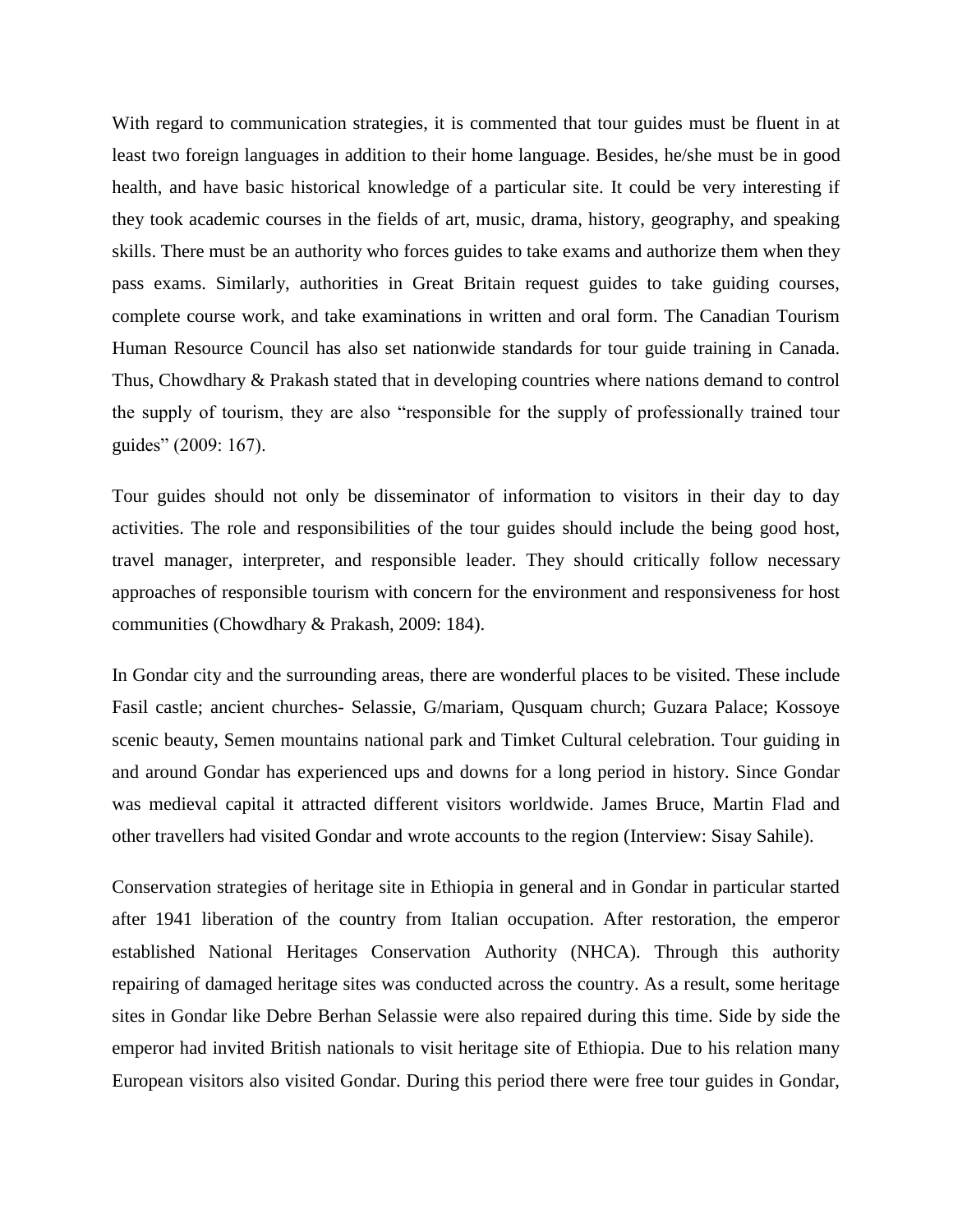With regard to communication strategies, it is commented that tour guides must be fluent in at least two foreign languages in addition to their home language. Besides, he/she must be in good health, and have basic historical knowledge of a particular site. It could be very interesting if they took academic courses in the fields of art, music, drama, history, geography, and speaking skills. There must be an authority who forces guides to take exams and authorize them when they pass exams. Similarly, authorities in Great Britain request guides to take guiding courses, complete course work, and take examinations in written and oral form. The Canadian Tourism Human Resource Council has also set nationwide standards for tour guide training in Canada. Thus, Chowdhary & Prakash stated that in developing countries where nations demand to control the supply of tourism, they are also "responsible for the supply of professionally trained tour guides" (2009: 167).

Tour guides should not only be disseminator of information to visitors in their day to day activities. The role and responsibilities of the tour guides should include the being good host, travel manager, interpreter, and responsible leader. They should critically follow necessary approaches of responsible tourism with concern for the environment and responsiveness for host communities (Chowdhary & Prakash, 2009: 184).

In Gondar city and the surrounding areas, there are wonderful places to be visited. These include Fasil castle; ancient churches- Selassie, G/mariam, Qusquam church; Guzara Palace; Kossoye scenic beauty, Semen mountains national park and Timket Cultural celebration. Tour guiding in and around Gondar has experienced ups and downs for a long period in history. Since Gondar was medieval capital it attracted different visitors worldwide. James Bruce, Martin Flad and other travellers had visited Gondar and wrote accounts to the region (Interview: Sisay Sahile).

Conservation strategies of heritage site in Ethiopia in general and in Gondar in particular started after 1941 liberation of the country from Italian occupation. After restoration, the emperor established National Heritages Conservation Authority (NHCA). Through this authority repairing of damaged heritage sites was conducted across the country. As a result, some heritage sites in Gondar like Debre Berhan Selassie were also repaired during this time. Side by side the emperor had invited British nationals to visit heritage site of Ethiopia. Due to his relation many European visitors also visited Gondar. During this period there were free tour guides in Gondar,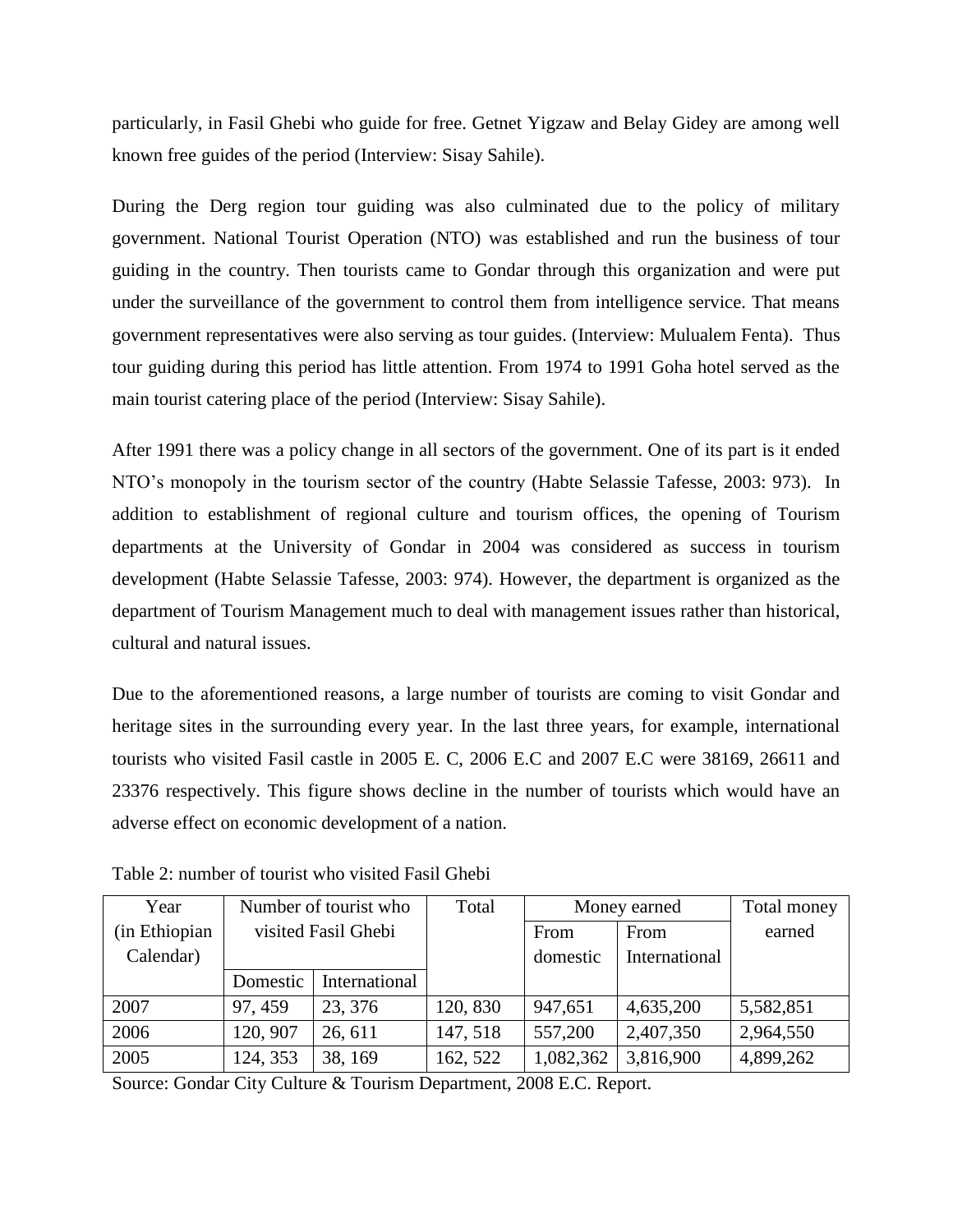particularly, in Fasil Ghebi who guide for free. Getnet Yigzaw and Belay Gidey are among well known free guides of the period (Interview: Sisay Sahile).

During the Derg region tour guiding was also culminated due to the policy of military government. National Tourist Operation (NTO) was established and run the business of tour guiding in the country. Then tourists came to Gondar through this organization and were put under the surveillance of the government to control them from intelligence service. That means government representatives were also serving as tour guides. (Interview: Mulualem Fenta). Thus tour guiding during this period has little attention. From 1974 to 1991 Goha hotel served as the main tourist catering place of the period (Interview: Sisay Sahile).

After 1991 there was a policy change in all sectors of the government. One of its part is it ended NTO's monopoly in the tourism sector of the country (Habte Selassie Tafesse, 2003: 973). In addition to establishment of regional culture and tourism offices, the opening of Tourism departments at the University of Gondar in 2004 was considered as success in tourism development (Habte Selassie Tafesse, 2003: 974). However, the department is organized as the department of Tourism Management much to deal with management issues rather than historical, cultural and natural issues.

Due to the aforementioned reasons, a large number of tourists are coming to visit Gondar and heritage sites in the surrounding every year. In the last three years, for example, international tourists who visited Fasil castle in 2005 E. C, 2006 E.C and 2007 E.C were 38169, 26611 and 23376 respectively. This figure shows decline in the number of tourists which would have an adverse effect on economic development of a nation.

Table 2: number of tourist who visited Fasil Ghebi

| Year (in Ethiopian Calendar) | Number of tourist who visited Fasil Ghebi | | Total | Money earned | | Total money earned |
|---|---|---|---|---|---|---|
| | Domestic | International | | From domestic | From International | |
| 2007 | 97, 459 | 23, 376 | 120, 830 | 947,651 | 4,635,200 | 5,582,851 |
| 2006 | 120, 907 | 26, 611 | 147, 518 | 557,200 | 2,407,350 | 2,964,550 |
| 2005 | 124, 353 | 38, 169 | 162, 522 | 1,082,362 | 3,816,900 | 4,899,262 |

Source: Gondar City Culture & Tourism Department, 2008 E.C. Report.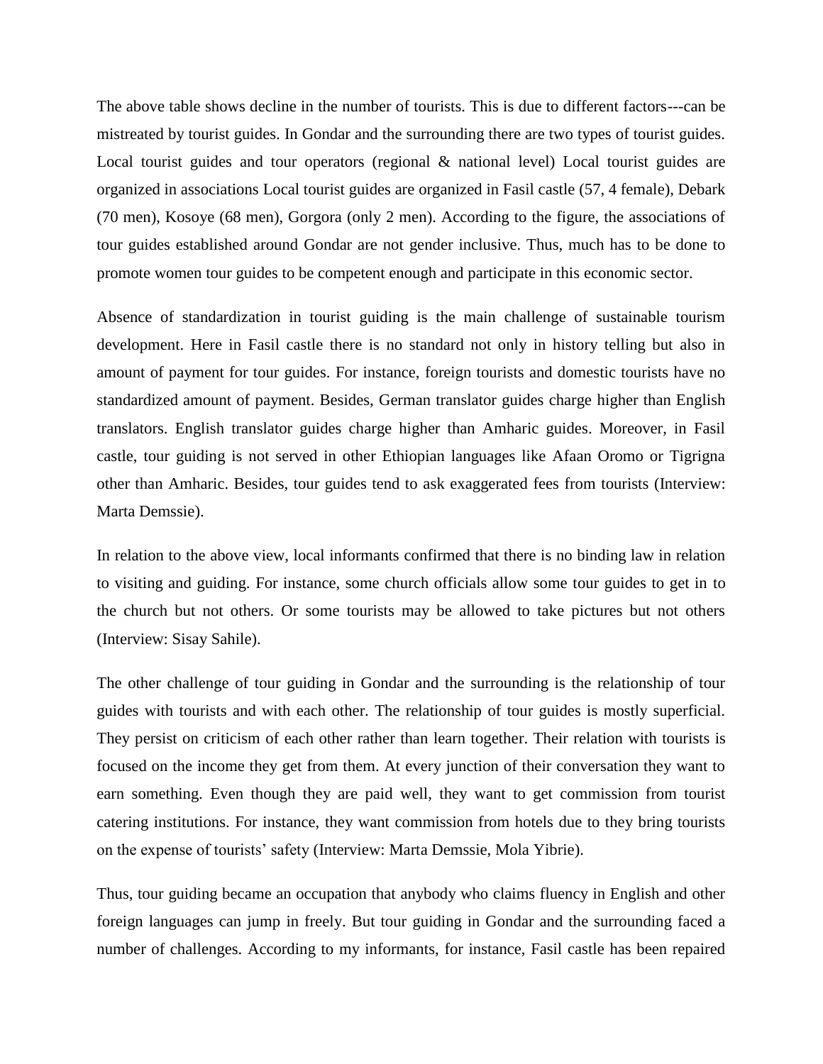The above table shows decline in the number of tourists. This is due to different factors---can be mistreated by tourist guides. In Gondar and the surrounding there are two types of tourist guides. Local tourist guides and tour operators (regional & national level) Local tourist guides are organized in associations Local tourist guides are organized in Fasil castle (57, 4 female), Debark (70 men), Kosoye (68 men), Gorgora (only 2 men). According to the figure, the associations of tour guides established around Gondar are not gender inclusive. Thus, much has to be done to promote women tour guides to be competent enough and participate in this economic sector.

Absence of standardization in tourist guiding is the main challenge of sustainable tourism development. Here in Fasil castle there is no standard not only in history telling but also in amount of payment for tour guides. For instance, foreign tourists and domestic tourists have no standardized amount of payment. Besides, German translator guides charge higher than English translators. English translator guides charge higher than Amharic guides. Moreover, in Fasil castle, tour guiding is not served in other Ethiopian languages like Afaan Oromo or Tigrigna other than Amharic. Besides, tour guides tend to ask exaggerated fees from tourists (Interview: Marta Demssie).

In relation to the above view, local informants confirmed that there is no binding law in relation to visiting and guiding. For instance, some church officials allow some tour guides to get in to the church but not others. Or some tourists may be allowed to take pictures but not others (Interview: Sisay Sahile).

The other challenge of tour guiding in Gondar and the surrounding is the relationship of tour guides with tourists and with each other. The relationship of tour guides is mostly superficial. They persist on criticism of each other rather than learn together. Their relation with tourists is focused on the income they get from them. At every junction of their conversation they want to earn something. Even though they are paid well, they want to get commission from tourist catering institutions. For instance, they want commission from hotels due to they bring tourists on the expense of tourists' safety (Interview: Marta Demssie, Mola Yibrie).

Thus, tour guiding became an occupation that anybody who claims fluency in English and other foreign languages can jump in freely. But tour guiding in Gondar and the surrounding faced a number of challenges. According to my informants, for instance, Fasil castle has been repaired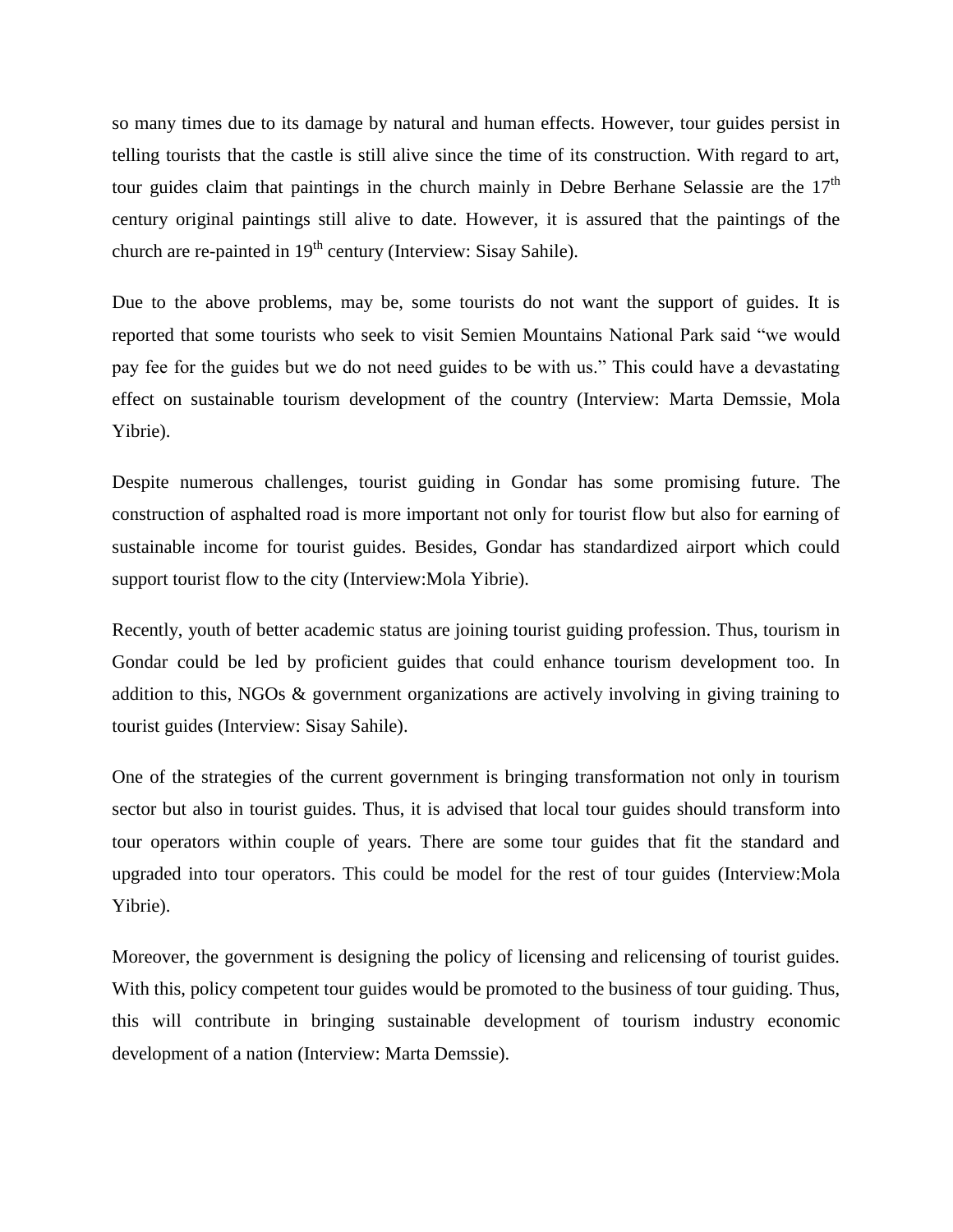so many times due to its damage by natural and human effects. However, tour guides persist in telling tourists that the castle is still alive since the time of its construction. With regard to art, tour guides claim that paintings in the church mainly in Debre Berhane Selassie are the $17^{th}$ century original paintings still alive to date. However, it is assured that the paintings of the church are re-painted in $19^{th}$ century (Interview: Sisay Sahile).

Due to the above problems, may be, some tourists do not want the support of guides. It is reported that some tourists who seek to visit Semien Mountains National Park said "we would pay fee for the guides but we do not need guides to be with us." This could have a devastating effect on sustainable tourism development of the country (Interview: Marta Demssie, Mola Yibrie).

Despite numerous challenges, tourist guiding in Gondar has some promising future. The construction of asphalted road is more important not only for tourist flow but also for earning of sustainable income for tourist guides. Besides, Gondar has standardized airport which could support tourist flow to the city (Interview:Mola Yibrie).

Recently, youth of better academic status are joining tourist guiding profession. Thus, tourism in Gondar could be led by proficient guides that could enhance tourism development too. In addition to this, NGOs & government organizations are actively involving in giving training to tourist guides (Interview: Sisay Sahile).

One of the strategies of the current government is bringing transformation not only in tourism sector but also in tourist guides. Thus, it is advised that local tour guides should transform into tour operators within couple of years. There are some tour guides that fit the standard and upgraded into tour operators. This could be model for the rest of tour guides (Interview:Mola Yibrie).

Moreover, the government is designing the policy of licensing and relicensing of tourist guides. With this, policy competent tour guides would be promoted to the business of tour guiding. Thus, this will contribute in bringing sustainable development of tourism industry economic development of a nation (Interview: Marta Demssie).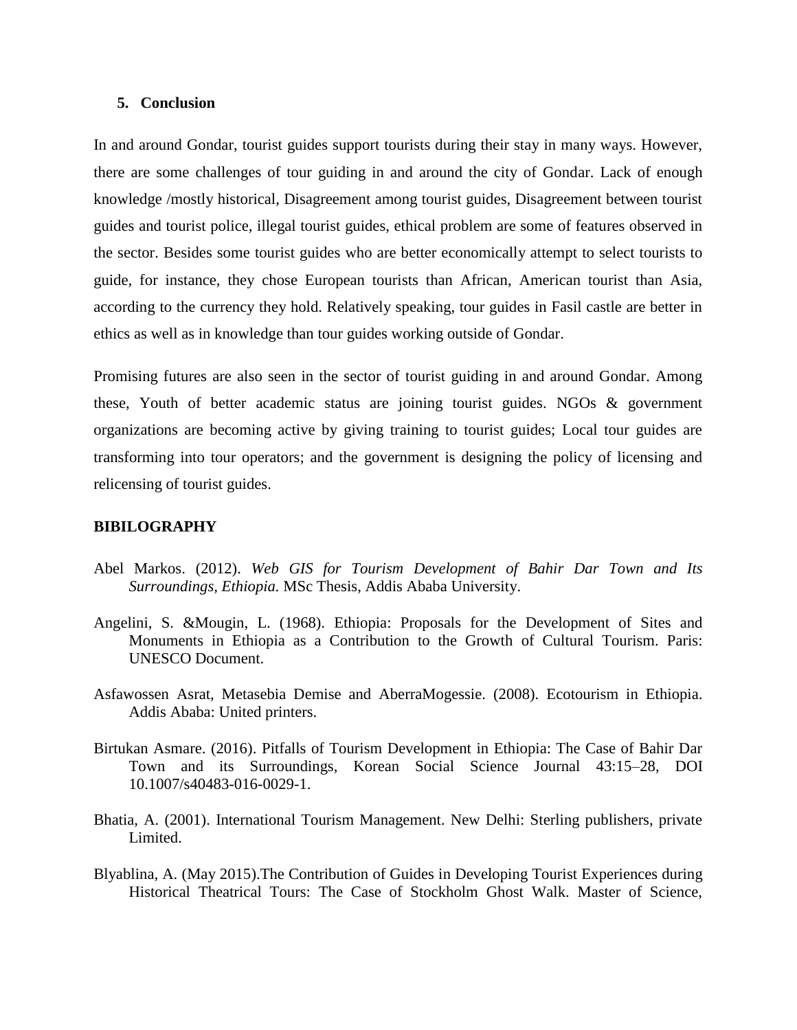## 5. Conclusion

In and around Gondar, tourist guides support tourists during their stay in many ways. However, there are some challenges of tour guiding in and around the city of Gondar. Lack of enough knowledge /mostly historical, Disagreement among tourist guides, Disagreement between tourist guides and tourist police, illegal tourist guides, ethical problem are some of features observed in the sector. Besides some tourist guides who are better economically attempt to select tourists to guide, for instance, they chose European tourists than African, American tourist than Asia, according to the currency they hold. Relatively speaking, tour guides in Fasil castle are better in ethics as well as in knowledge than tour guides working outside of Gondar.

Promising futures are also seen in the sector of tourist guiding in and around Gondar. Among these, Youth of better academic status are joining tourist guides. NGOs & government organizations are becoming active by giving training to tourist guides; Local tour guides are transforming into tour operators; and the government is designing the policy of licensing and relicensing of tourist guides.

## BIBILOGRAPHY

Abel Markos. (2012). *Web GIS for Tourism Development of Bahir Dar Town and Its Surroundings, Ethiopia.* MSc Thesis, Addis Ababa University.

Angelini, S. &Mougin, L. (1968). Ethiopia: Proposals for the Development of Sites and Monuments in Ethiopia as a Contribution to the Growth of Cultural Tourism. Paris: UNESCO Document.

Asfawossen Asrat, Metasebia Demise and AberraMogessie. (2008). Ecotourism in Ethiopia. Addis Ababa: United printers.

Birtukan Asmare. (2016). Pitfalls of Tourism Development in Ethiopia: The Case of Bahir Dar Town and its Surroundings, Korean Social Science Journal 43:15–28, DOI 10.1007/s40483-016-0029-1.

Bhatia, A. (2001). International Tourism Management. New Delhi: Sterling publishers, private Limited.

Blyablina, A. (May 2015).The Contribution of Guides in Developing Tourist Experiences during Historical Theatrical Tours: The Case of Stockholm Ghost Walk. Master of Science,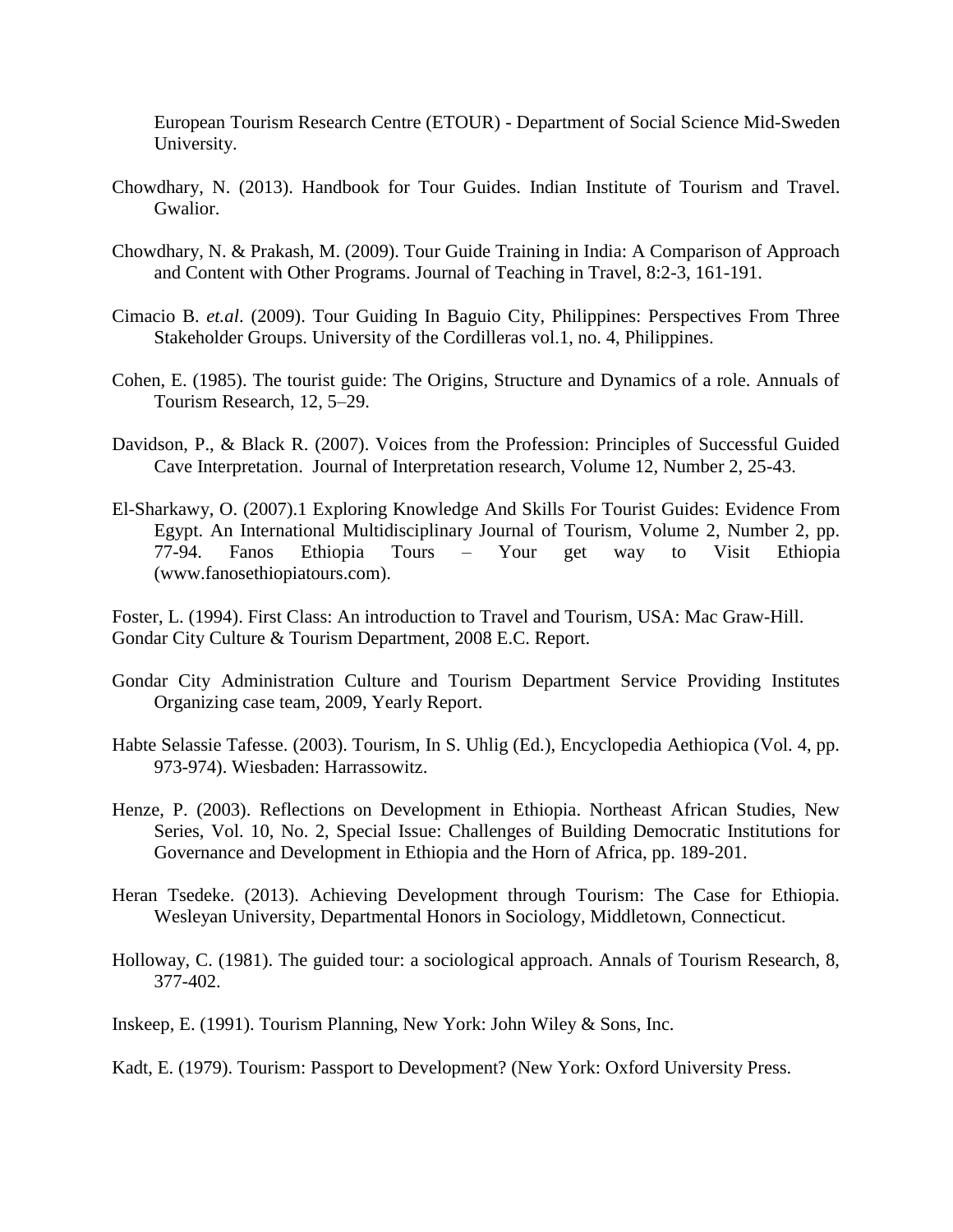European Tourism Research Centre (ETOUR) - Department of Social Science Mid-Sweden University.

Chowdhary, N. (2013). Handbook for Tour Guides. Indian Institute of Tourism and Travel. Gwalior.

Chowdhary, N. & Prakash, M. (2009). Tour Guide Training in India: A Comparison of Approach and Content with Other Programs. Journal of Teaching in Travel, 8:2-3, 161-191.

Cimacio B. *et.al*. (2009). Tour Guiding In Baguio City, Philippines: Perspectives From Three Stakeholder Groups. University of the Cordilleras vol.1, no. 4, Philippines.

Cohen, E. (1985). The tourist guide: The Origins, Structure and Dynamics of a role. Annuals of Tourism Research, 12, 5–29.

Davidson, P., & Black R. (2007). Voices from the Profession: Principles of Successful Guided Cave Interpretation. Journal of Interpretation research, Volume 12, Number 2, 25-43.

El-Sharkawy, O. (2007).1 Exploring Knowledge And Skills For Tourist Guides: Evidence From Egypt. An International Multidisciplinary Journal of Tourism, Volume 2, Number 2, pp. 77-94. Fanos Ethiopia Tours – Your get way to Visit Ethiopia (www.fanosethiopiatours.com).

Foster, L. (1994). First Class: An introduction to Travel and Tourism, USA: Mac Graw-Hill.
Gondar City Culture & Tourism Department, 2008 E.C. Report.

Gondar City Administration Culture and Tourism Department Service Providing Institutes Organizing case team, 2009, Yearly Report.

Habte Selassie Tafesse. (2003). Tourism, In S. Uhlig (Ed.), Encyclopedia Aethiopica (Vol. 4, pp. 973-974). Wiesbaden: Harrassowitz.

Henze, P. (2003). Reflections on Development in Ethiopia. Northeast African Studies, New Series, Vol. 10, No. 2, Special Issue: Challenges of Building Democratic Institutions for Governance and Development in Ethiopia and the Horn of Africa, pp. 189-201.

Heran Tsedeke. (2013). Achieving Development through Tourism: The Case for Ethiopia. Wesleyan University, Departmental Honors in Sociology, Middletown, Connecticut.

Holloway, C. (1981). The guided tour: a sociological approach. Annals of Tourism Research, 8, 377-402.

Inskeep, E. (1991). Tourism Planning, New York: John Wiley & Sons, Inc.

Kadt, E. (1979). Tourism: Passport to Development? (New York: Oxford University Press.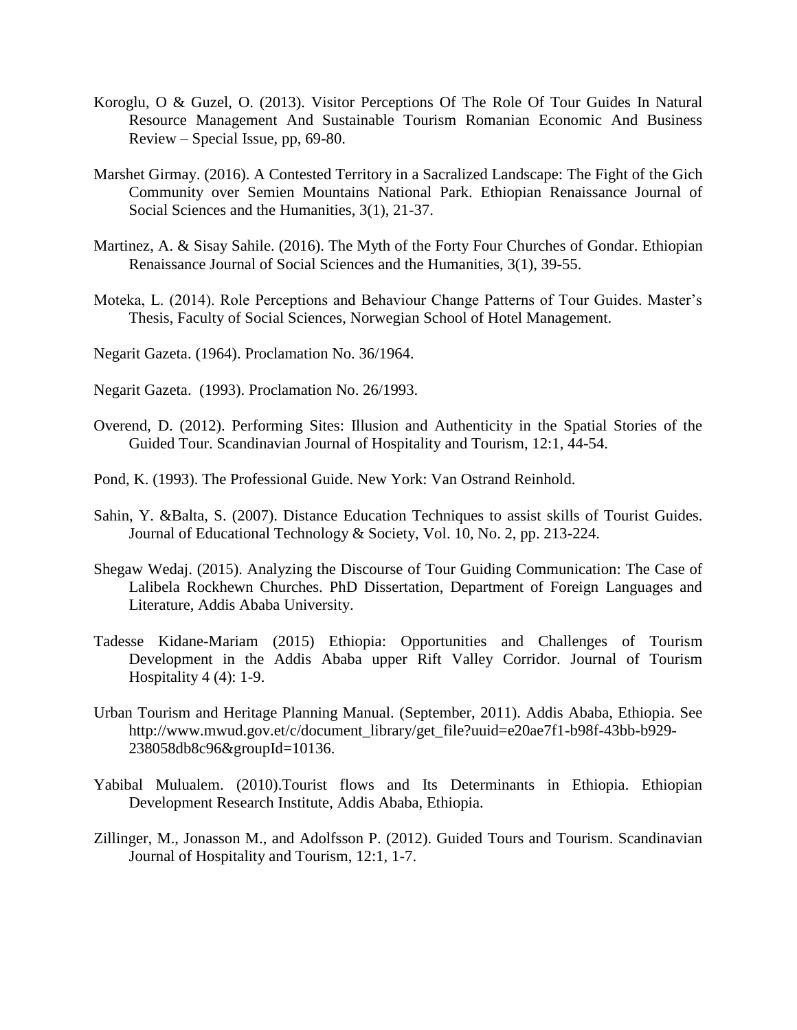Koroglu, O & Guzel, O. (2013). Visitor Perceptions Of The Role Of Tour Guides In Natural Resource Management And Sustainable Tourism Romanian Economic And Business Review – Special Issue, pp, 69-80.

Marshet Girmay. (2016). A Contested Territory in a Sacralized Landscape: The Fight of the Gich Community over Semien Mountains National Park. Ethiopian Renaissance Journal of Social Sciences and the Humanities, 3(1), 21-37.

Martinez, A. & Sisay Sahile. (2016). The Myth of the Forty Four Churches of Gondar. Ethiopian Renaissance Journal of Social Sciences and the Humanities, 3(1), 39-55.

Moteka, L. (2014). Role Perceptions and Behaviour Change Patterns of Tour Guides. Master's Thesis, Faculty of Social Sciences, Norwegian School of Hotel Management.

Negarit Gazeta. (1964). Proclamation No. 36/1964.

Negarit Gazeta. (1993). Proclamation No. 26/1993.

Overend, D. (2012). Performing Sites: Illusion and Authenticity in the Spatial Stories of the Guided Tour. Scandinavian Journal of Hospitality and Tourism, 12:1, 44-54.

Pond, K. (1993). The Professional Guide. New York: Van Ostrand Reinhold.

Sahin, Y. &Balta, S. (2007). Distance Education Techniques to assist skills of Tourist Guides. Journal of Educational Technology & Society, Vol. 10, No. 2, pp. 213-224.

Shegaw Wedaj. (2015). Analyzing the Discourse of Tour Guiding Communication: The Case of Lalibela Rockhewn Churches. PhD Dissertation, Department of Foreign Languages and Literature, Addis Ababa University.

Tadesse Kidane-Mariam (2015) Ethiopia: Opportunities and Challenges of Tourism Development in the Addis Ababa upper Rift Valley Corridor. Journal of Tourism Hospitality 4 (4): 1-9.

Urban Tourism and Heritage Planning Manual. (September, 2011). Addis Ababa, Ethiopia. See http://www.mwud.gov.et/c/document_library/get_file?uuid=e20ae7f1-b98f-43bb-b929-238058db8c96&groupId=10136.

Yabibal Mulualem. (2010).Tourist flows and Its Determinants in Ethiopia. Ethiopian Development Research Institute, Addis Ababa, Ethiopia.

Zillinger, M., Jonasson M., and Adolfsson P. (2012). Guided Tours and Tourism. Scandinavian Journal of Hospitality and Tourism, 12:1, 1-7.